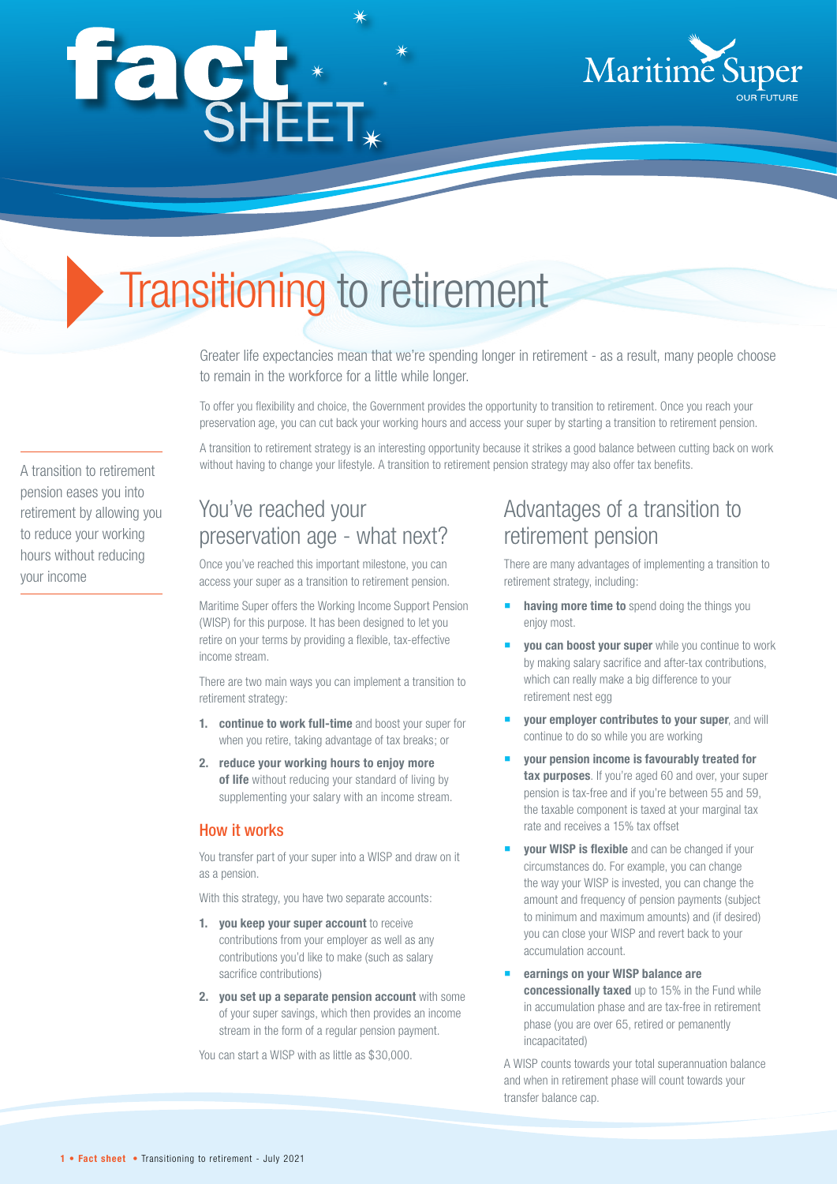# fact SHEET

Maritime Super
OUR FUTURE

# Transitioning to retirement

Greater life expectancies mean that we're spending longer in retirement - as a result, many people choose to remain in the workforce for a little while longer.

To offer you flexibility and choice, the Government provides the opportunity to transition to retirement. Once you reach your preservation age, you can cut back your working hours and access your super by starting a transition to retirement pension.

A transition to retirement strategy is an interesting opportunity because it strikes a good balance between cutting back on work without having to change your lifestyle. A transition to retirement pension strategy may also offer tax benefits.

A transition to retirement pension eases you into retirement by allowing you to reduce your working hours without reducing your income

## You've reached your preservation age - what next?

Once you've reached this important milestone, you can access your super as a transition to retirement pension.

Maritime Super offers the Working Income Support Pension (WISP) for this purpose. It has been designed to let you retire on your terms by providing a flexible, tax-effective income stream.

There are two main ways you can implement a transition to retirement strategy:

1. **continue to work full-time** and boost your super for when you retire, taking advantage of tax breaks; or
2. **reduce your working hours to enjoy more of life** without reducing your standard of living by supplementing your salary with an income stream.

### How it works

You transfer part of your super into a WISP and draw on it as a pension.

With this strategy, you have two separate accounts:

1. **you keep your super account** to receive contributions from your employer as well as any contributions you'd like to make (such as salary sacrifice contributions)
2. **you set up a separate pension account** with some of your super savings, which then provides an income stream in the form of a regular pension payment.

You can start a WISP with as little as $30,000.

## Advantages of a transition to retirement pension

There are many advantages of implementing a transition to retirement strategy, including:

- **having more time to** spend doing the things you enjoy most.
- **you can boost your super** while you continue to work by making salary sacrifice and after-tax contributions, which can really make a big difference to your retirement nest egg
- **your employer contributes to your super**, and will continue to do so while you are working
- **your pension income is favourably treated for tax purposes**. If you're aged 60 and over, your super pension is tax-free and if you're between 55 and 59, the taxable component is taxed at your marginal tax rate and receives a 15% tax offset
- **your WISP is flexible** and can be changed if your circumstances do. For example, you can change the way your WISP is invested, you can change the amount and frequency of pension payments (subject to minimum and maximum amounts) and (if desired) you can close your WISP and revert back to your accumulation account.
- **earnings on your WISP balance are concessionally taxed** up to 15% in the Fund while in accumulation phase and are tax-free in retirement phase (you are over 65, retired or permanently incapacitated)

A WISP counts towards your total superannuation balance and when in retirement phase will count towards your transfer balance cap.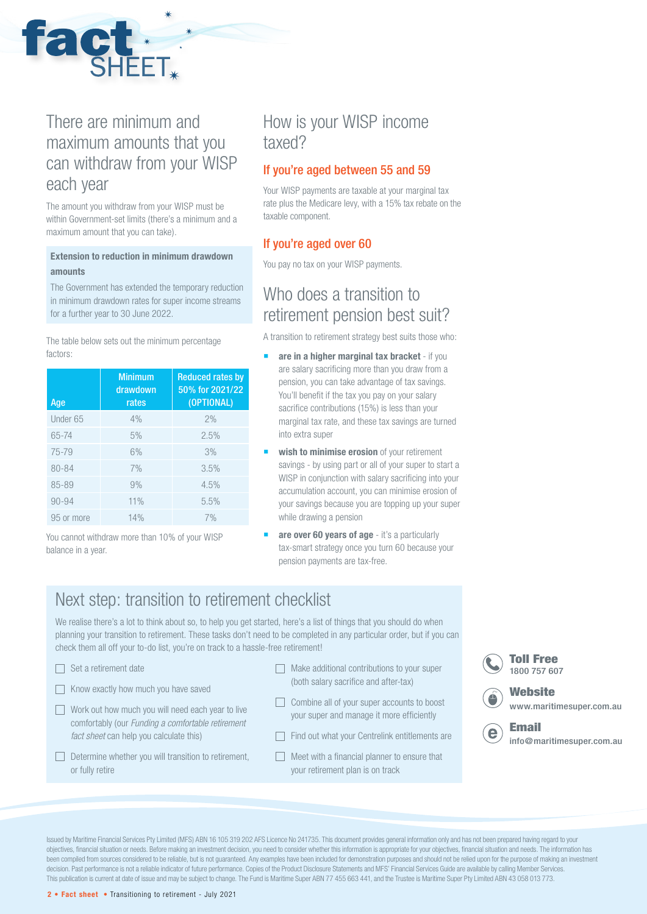# fact SHEET

## There are minimum and maximum amounts that you can withdraw from your WISP each year

The amount you withdraw from your WISP must be within Government-set limits (there's a minimum and a maximum amount that you can take).

**Extension to reduction in minimum drawdown amounts**

The Government has extended the temporary reduction in minimum drawdown rates for super income streams for a further year to 30 June 2022.

The table below sets out the minimum percentage factors:

| Age | Minimum drawdown rates | Reduced rates by 50% for 2021/22 (OPTIONAL) |
|---|---|---|
| Under 65 | 4% | 2% |
| 65-74 | 5% | 2.5% |
| 75-79 | 6% | 3% |
| 80-84 | 7% | 3.5% |
| 85-89 | 9% | 4.5% |
| 90-94 | 11% | 5.5% |
| 95 or more | 14% | 7% |

You cannot withdraw more than 10% of your WISP balance in a year.

## How is your WISP income taxed?

### If you're aged between 55 and 59

Your WISP payments are taxable at your marginal tax rate plus the Medicare levy, with a 15% tax rebate on the taxable component.

### If you're aged over 60

You pay no tax on your WISP payments.

## Who does a transition to retirement pension best suit?

A transition to retirement strategy best suits those who:

- **are in a higher marginal tax bracket** - if you are salary sacrificing more than you draw from a pension, you can take advantage of tax savings. You'll benefit if the tax you pay on your salary sacrifice contributions (15%) is less than your marginal tax rate, and these tax savings are turned into extra super
- **wish to minimise erosion** of your retirement savings - by using part or all of your super to start a WISP in conjunction with salary sacrificing into your accumulation account, you can minimise erosion of your savings because you are topping up your super while drawing a pension
- **are over 60 years of age** - it's a particularly tax-smart strategy once you turn 60 because your pension payments are tax-free.

## Next step: transition to retirement checklist

We realise there's a lot to think about so, to help you get started, here's a list of things that you should do when planning your transition to retirement. These tasks don't need to be completed in any particular order, but if you can check them all off your to-do list, you're on track to a hassle-free retirement!

- [ ] Set a retirement date
- [ ] Know exactly how much you have saved
- [ ] Work out how much you will need each year to live comfortably (our *Funding a comfortable retirement fact sheet* can help you calculate this)
- [ ] Determine whether you will transition to retirement, or fully retire
- [ ] Make additional contributions to your super (both salary sacrifice and after-tax)
- [ ] Combine all of your super accounts to boost your super and manage it more efficiently
- [ ] Find out what your Centrelink entitlements are
- [ ] Meet with a financial planner to ensure that your retirement plan is on track

**Toll Free**
1800 757 607

**Website**
www.maritimesuper.com.au

**Email**
info@maritimesuper.com.au

Issued by Maritime Financial Services Pty Limited (MFS) ABN 16 105 319 202 AFS Licence No 241735. This document provides general information only and has not been prepared having regard to your objectives, financial situation or needs. Before making an investment decision, you need to consider whether this information is appropriate for your objectives, financial situation and needs. The information has been compiled from sources considered to be reliable, but is not guaranteed. Any examples have been included for demonstration purposes and should not be relied upon for the purpose of making an investment decision. Past performance is not a reliable indicator of future performance. Copies of the Product Disclosure Statements and MFS' Financial Services Guide are available by calling Member Services. This publication is current at date of issue and may be subject to change. The Fund is Maritime Super ABN 77 455 663 441, and the Trustee is Maritime Super Pty Limited ABN 43 058 013 773.